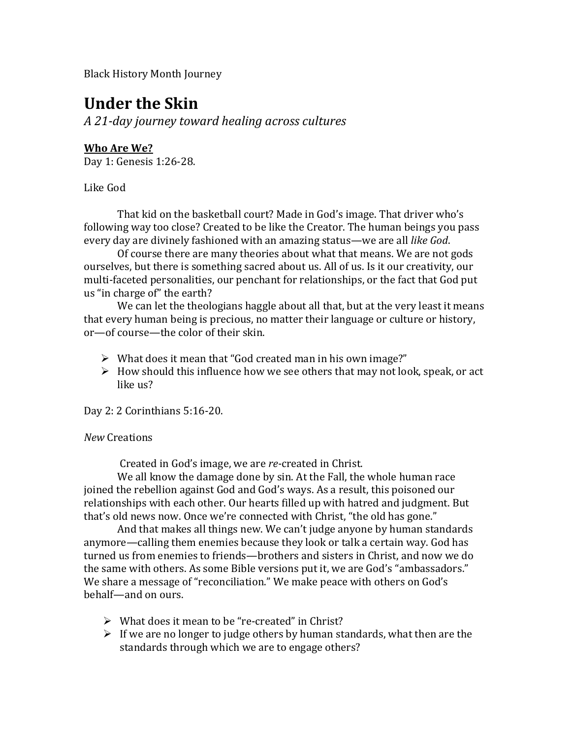Black History Month Journey

# Under the Skin

*A 21-day journey toward healing across cultures*

## **Who Are We?**

Day 1: Genesis 1:26-28.

Like God

That kid on the basketball court? Made in God's image. That driver who's following way too close? Created to be like the Creator. The human beings you pass every day are divinely fashioned with an amazing status—we are all *like God*.

Of course there are many theories about what that means. We are not gods ourselves, but there is something sacred about us. All of us. Is it our creativity, our multi-faceted personalities, our penchant for relationships, or the fact that God put us "in charge of" the earth?

We can let the theologians haggle about all that, but at the very least it means that every human being is precious, no matter their language or culture or history, or—of course—the color of their skin.

- What does it mean that "God created man in his own image?"
- How should this influence how we see others that may not look, speak, or act like us?

Day 2: 2 Corinthians 5:16-20.

*New* Creations

Created in God's image, we are *re*-created in Christ.

We all know the damage done by sin. At the Fall, the whole human race joined the rebellion against God and God's ways. As a result, this poisoned our relationships with each other. Our hearts filled up with hatred and judgment. But that's old news now. Once we're connected with Christ, "the old has gone."

And that makes all things new. We can't judge anyone by human standards anymore—calling them enemies because they look or talk a certain way. God has turned us from enemies to friends—brothers and sisters in Christ, and now we do the same with others. As some Bible versions put it, we are God's "ambassadors." We share a message of "reconciliation." We make peace with others on God's behalf—and on ours.

- What does it mean to be "re-created" in Christ?
- If we are no longer to judge others by human standards, what then are the standards through which we are to engage others?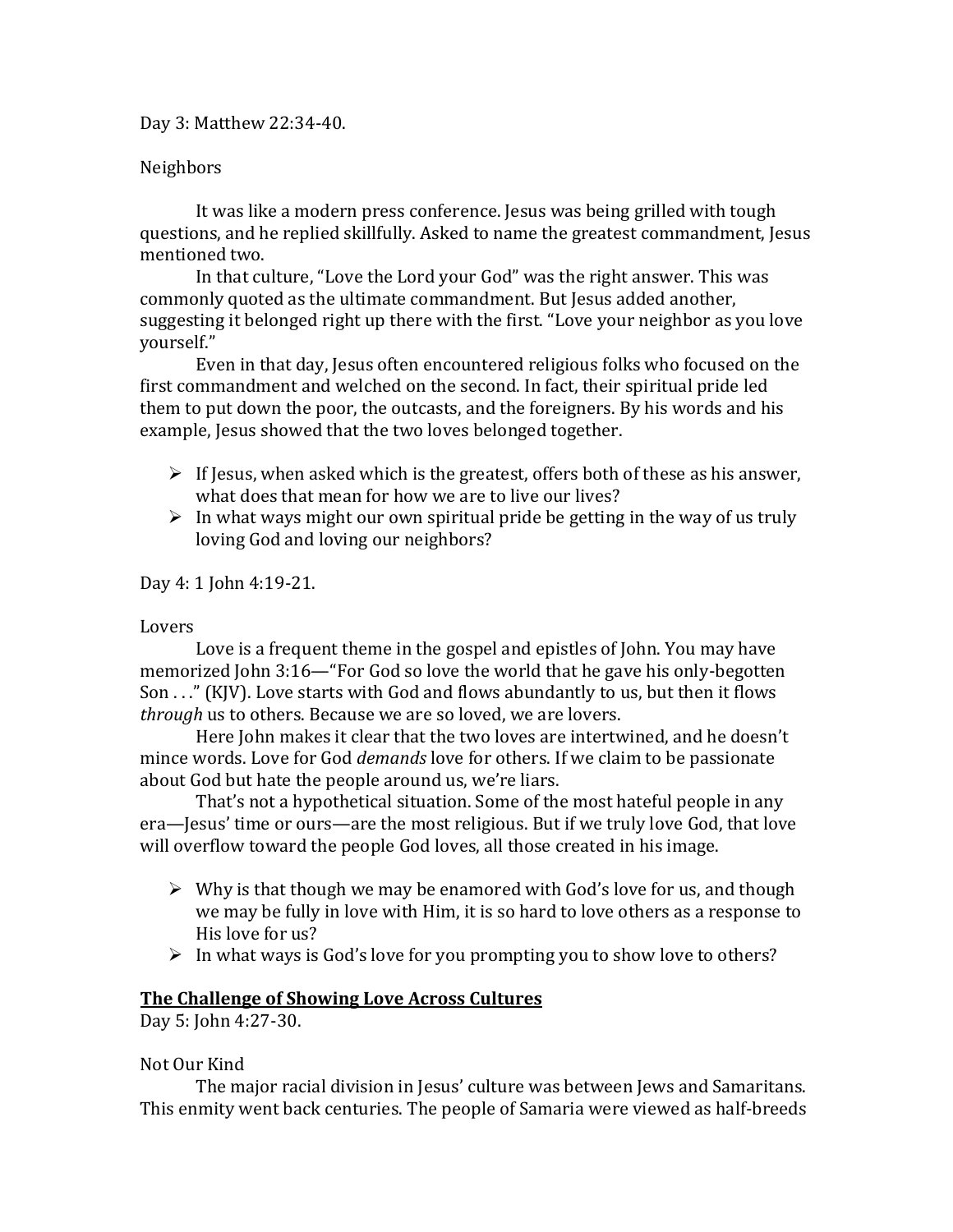Day 3: Matthew 22:34-40.

Neighbors

It was like a modern press conference. Jesus was being grilled with tough questions, and he replied skillfully. Asked to name the greatest commandment, Jesus mentioned two.

In that culture, "Love the Lord your God" was the right answer. This was commonly quoted as the ultimate commandment. But Jesus added another, suggesting it belonged right up there with the first. "Love your neighbor as you love yourself."

Even in that day, Jesus often encountered religious folks who focused on the first commandment and welched on the second. In fact, their spiritual pride led them to put down the poor, the outcasts, and the foreigners. By his words and his example, Jesus showed that the two loves belonged together.

- If Jesus, when asked which is the greatest, offers both of these as his answer, what does that mean for how we are to live our lives?
- In what ways might our own spiritual pride be getting in the way of us truly loving God and loving our neighbors?

Day 4: 1 John 4:19-21.

Lovers

Love is a frequent theme in the gospel and epistles of John. You may have memorized John 3:16—"For God so love the world that he gave his only-begotten Son . . ." (KJV). Love starts with God and flows abundantly to us, but then it flows *through* us to others. Because we are so loved, we are lovers.

Here John makes it clear that the two loves are intertwined, and he doesn't mince words. Love for God *demands* love for others. If we claim to be passionate about God but hate the people around us, we're liars.

That's not a hypothetical situation. Some of the most hateful people in any era—Jesus' time or ours—are the most religious. But if we truly love God, that love will overflow toward the people God loves, all those created in his image.

- Why is that though we may be enamored with God's love for us, and though we may be fully in love with Him, it is so hard to love others as a response to His love for us?
- In what ways is God's love for you prompting you to show love to others?

**The Challenge of Showing Love Across Cultures**

Day 5: John 4:27-30.

Not Our Kind

The major racial division in Jesus' culture was between Jews and Samaritans. This enmity went back centuries. The people of Samaria were viewed as half-breeds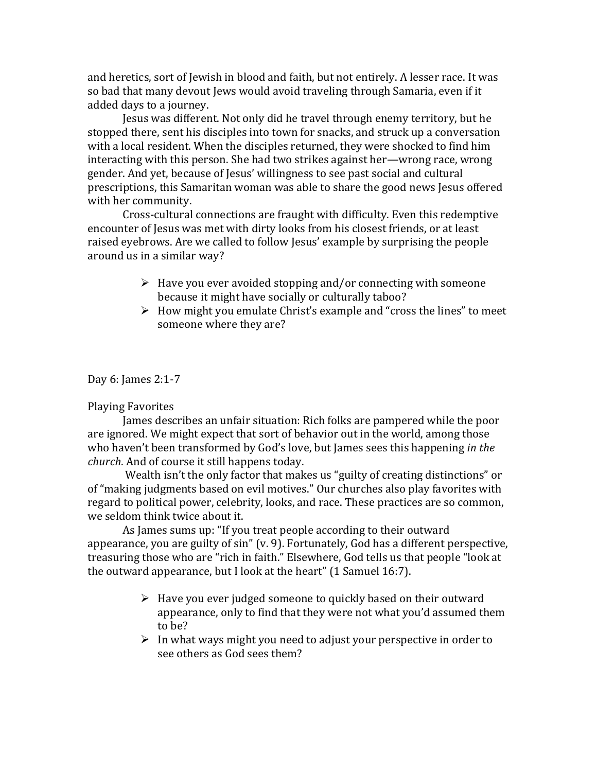and heretics, sort of Jewish in blood and faith, but not entirely. A lesser race. It was so bad that many devout Jews would avoid traveling through Samaria, even if it added days to a journey.

Jesus was different. Not only did he travel through enemy territory, but he stopped there, sent his disciples into town for snacks, and struck up a conversation with a local resident. When the disciples returned, they were shocked to find him interacting with this person. She had two strikes against her—wrong race, wrong gender. And yet, because of Jesus' willingness to see past social and cultural prescriptions, this Samaritan woman was able to share the good news Jesus offered with her community.

Cross-cultural connections are fraught with difficulty. Even this redemptive encounter of Jesus was met with dirty looks from his closest friends, or at least raised eyebrows. Are we called to follow Jesus' example by surprising the people around us in a similar way?

- Have you ever avoided stopping and/or connecting with someone because it might have socially or culturally taboo?
- How might you emulate Christ's example and "cross the lines" to meet someone where they are?

Day 6: James 2:1-7

Playing Favorites

James describes an unfair situation: Rich folks are pampered while the poor are ignored. We might expect that sort of behavior out in the world, among those who haven't been transformed by God's love, but James sees this happening *in the church*. And of course it still happens today.

Wealth isn't the only factor that makes us "guilty of creating distinctions" or of "making judgments based on evil motives." Our churches also play favorites with regard to political power, celebrity, looks, and race. These practices are so common, we seldom think twice about it.

As James sums up: "If you treat people according to their outward appearance, you are guilty of sin" (v. 9). Fortunately, God has a different perspective, treasuring those who are "rich in faith." Elsewhere, God tells us that people "look at the outward appearance, but I look at the heart" (1 Samuel 16:7).

- Have you ever judged someone to quickly based on their outward appearance, only to find that they were not what you'd assumed them to be?
- In what ways might you need to adjust your perspective in order to see others as God sees them?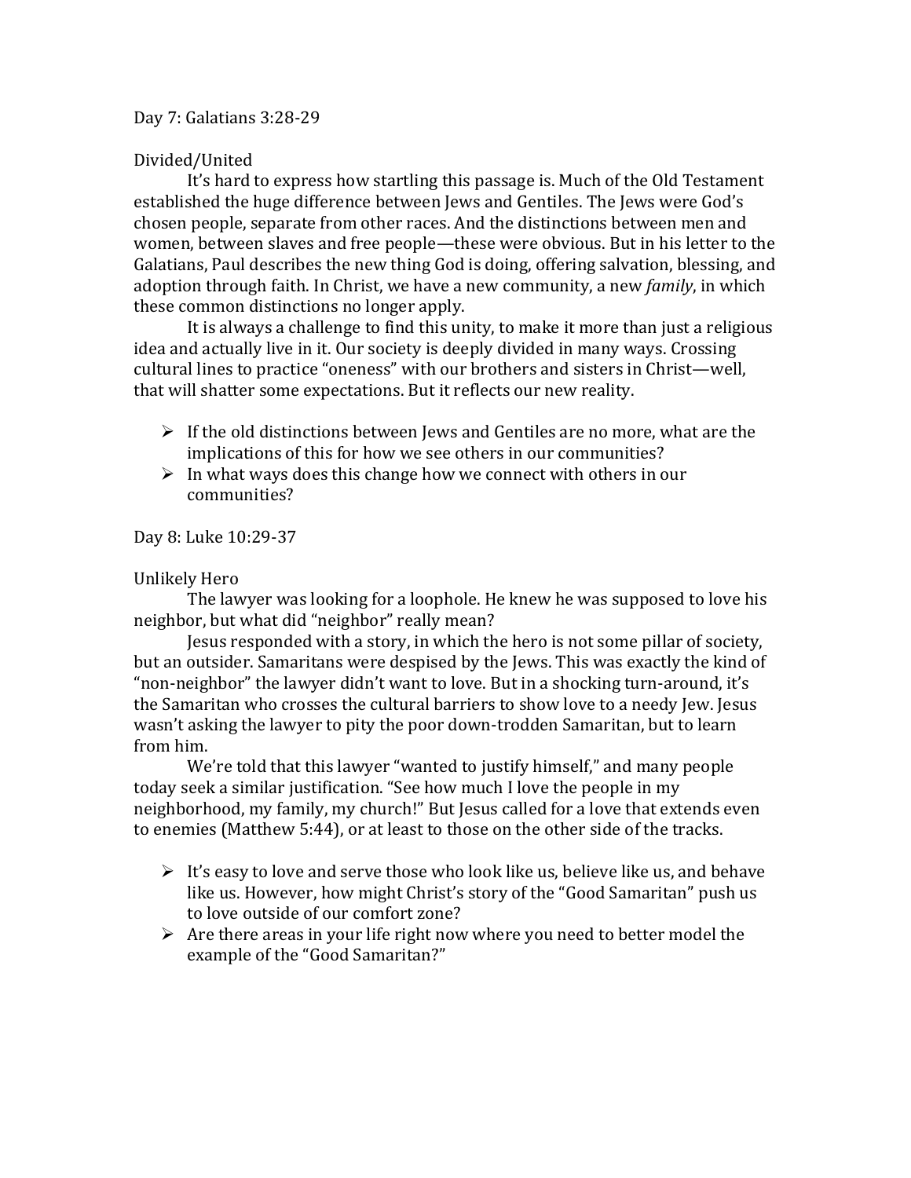Day 7: Galatians 3:28-29

Divided/United

It's hard to express how startling this passage is. Much of the Old Testament established the huge difference between Jews and Gentiles. The Jews were God's chosen people, separate from other races. And the distinctions between men and women, between slaves and free people—these were obvious. But in his letter to the Galatians, Paul describes the new thing God is doing, offering salvation, blessing, and adoption through faith. In Christ, we have a new community, a new *family*, in which these common distinctions no longer apply.

It is always a challenge to find this unity, to make it more than just a religious idea and actually live in it. Our society is deeply divided in many ways. Crossing cultural lines to practice "oneness" with our brothers and sisters in Christ—well, that will shatter some expectations. But it reflects our new reality.

- If the old distinctions between Jews and Gentiles are no more, what are the implications of this for how we see others in our communities?
- In what ways does this change how we connect with others in our communities?

Day 8: Luke 10:29-37

Unlikely Hero

The lawyer was looking for a loophole. He knew he was supposed to love his neighbor, but what did "neighbor" really mean?

Jesus responded with a story, in which the hero is not some pillar of society, but an outsider. Samaritans were despised by the Jews. This was exactly the kind of "non-neighbor" the lawyer didn't want to love. But in a shocking turn-around, it's the Samaritan who crosses the cultural barriers to show love to a needy Jew. Jesus wasn't asking the lawyer to pity the poor down-trodden Samaritan, but to learn from him.

We're told that this lawyer "wanted to justify himself," and many people today seek a similar justification. "See how much I love the people in my neighborhood, my family, my church!" But Jesus called for a love that extends even to enemies (Matthew 5:44), or at least to those on the other side of the tracks.

- It's easy to love and serve those who look like us, believe like us, and behave like us. However, how might Christ's story of the "Good Samaritan" push us to love outside of our comfort zone?
- Are there areas in your life right now where you need to better model the example of the "Good Samaritan?"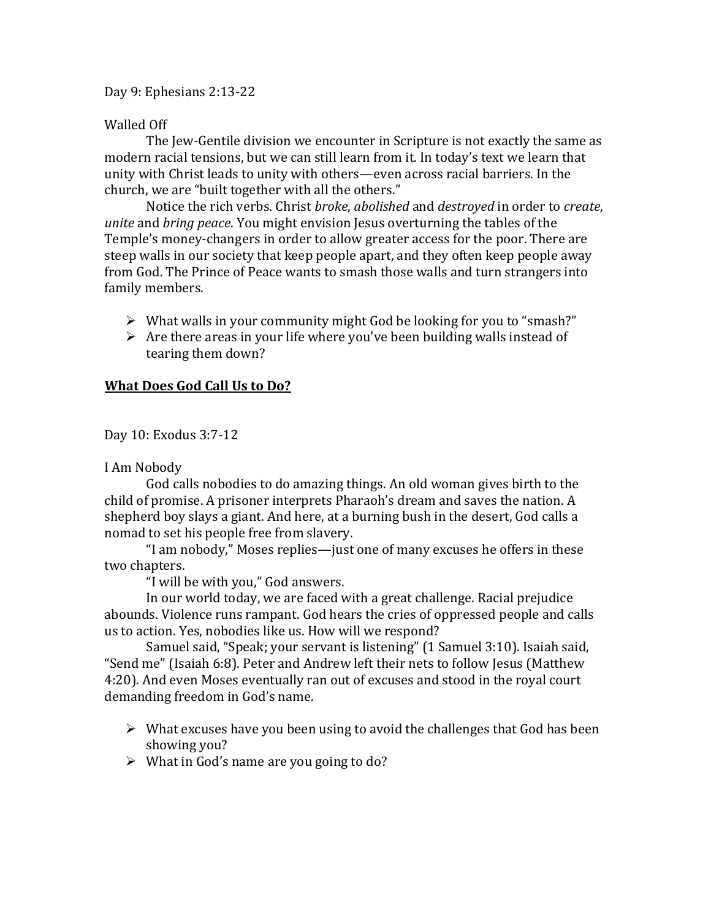Day 9: Ephesians 2:13-22

Walled Off

The Jew-Gentile division we encounter in Scripture is not exactly the same as modern racial tensions, but we can still learn from it. In today's text we learn that unity with Christ leads to unity with others—even across racial barriers. In the church, we are "built together with all the others."

Notice the rich verbs. Christ *broke*, *abolished* and *destroyed* in order to *create*, *unite* and *bring peace*. You might envision Jesus overturning the tables of the Temple's money-changers in order to allow greater access for the poor. There are steep walls in our society that keep people apart, and they often keep people away from God. The Prince of Peace wants to smash those walls and turn strangers into family members.

- What walls in your community might God be looking for you to "smash?"
- Are there areas in your life where you've been building walls instead of tearing them down?

## **<u>What Does God Call Us to Do?</u>**

Day 10: Exodus 3:7-12

I Am Nobody

God calls nobodies to do amazing things. An old woman gives birth to the child of promise. A prisoner interprets Pharaoh's dream and saves the nation. A shepherd boy slays a giant. And here, at a burning bush in the desert, God calls a nomad to set his people free from slavery.

"I am nobody," Moses replies—just one of many excuses he offers in these two chapters.

"I will be with you," God answers.

In our world today, we are faced with a great challenge. Racial prejudice abounds. Violence runs rampant. God hears the cries of oppressed people and calls us to action. Yes, nobodies like us. How will we respond?

Samuel said, "Speak; your servant is listening" (1 Samuel 3:10). Isaiah said, "Send me" (Isaiah 6:8). Peter and Andrew left their nets to follow Jesus (Matthew 4:20). And even Moses eventually ran out of excuses and stood in the royal court demanding freedom in God's name.

- What excuses have you been using to avoid the challenges that God has been showing you?
- What in God's name are you going to do?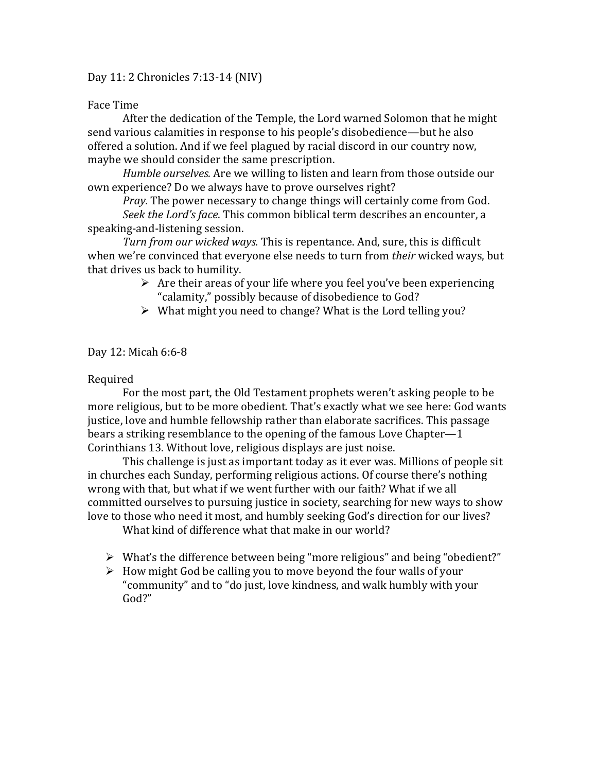Day 11: 2 Chronicles 7:13-14 (NIV)

Face Time

After the dedication of the Temple, the Lord warned Solomon that he might send various calamities in response to his people's disobedience—but he also offered a solution. And if we feel plagued by racial discord in our country now, maybe we should consider the same prescription.

*Humble ourselves.* Are we willing to listen and learn from those outside our own experience? Do we always have to prove ourselves right?

*Pray.* The power necessary to change things will certainly come from God.

*Seek the Lord's face*. This common biblical term describes an encounter, a speaking-and-listening session.

*Turn from our wicked ways.* This is repentance. And, sure, this is difficult when we're convinced that everyone else needs to turn from *their* wicked ways, but that drives us back to humility.

- Are their areas of your life where you feel you've been experiencing "calamity," possibly because of disobedience to God?
- What might you need to change? What is the Lord telling you?

Day 12: Micah 6:6-8

Required

For the most part, the Old Testament prophets weren't asking people to be more religious, but to be more obedient. That's exactly what we see here: God wants justice, love and humble fellowship rather than elaborate sacrifices. This passage bears a striking resemblance to the opening of the famous Love Chapter—1 Corinthians 13. Without love, religious displays are just noise.

This challenge is just as important today as it ever was. Millions of people sit in churches each Sunday, performing religious actions. Of course there's nothing wrong with that, but what if we went further with our faith? What if we all committed ourselves to pursuing justice in society, searching for new ways to show love to those who need it most, and humbly seeking God's direction for our lives?

What kind of difference what that make in our world?

- What's the difference between being "more religious" and being "obedient?"
- How might God be calling you to move beyond the four walls of your "community" and to "do just, love kindness, and walk humbly with your God?"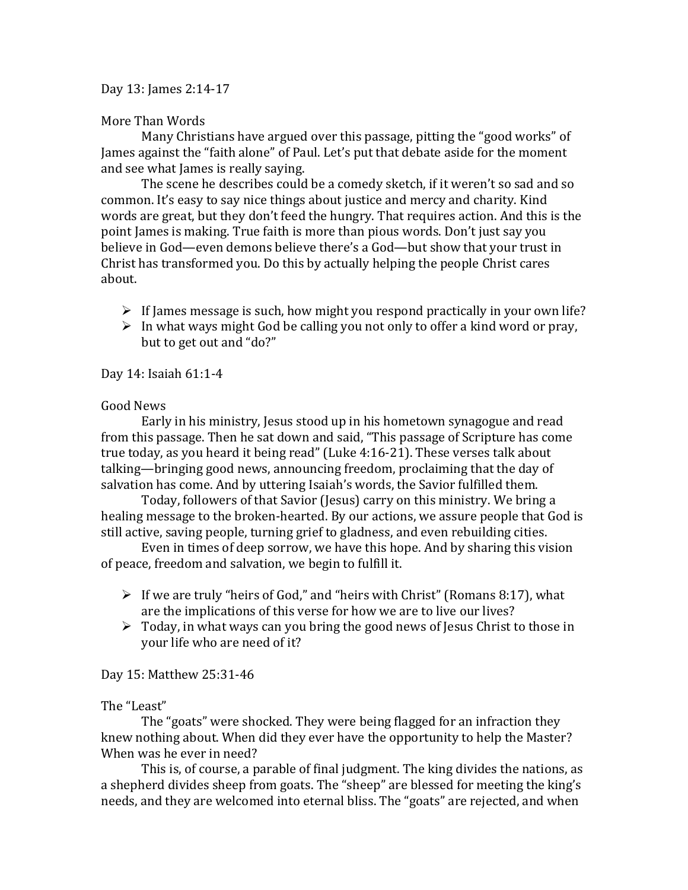Day 13: James 2:14-17

More Than Words

Many Christians have argued over this passage, pitting the "good works" of James against the "faith alone" of Paul. Let's put that debate aside for the moment and see what James is really saying.

The scene he describes could be a comedy sketch, if it weren't so sad and so common. It's easy to say nice things about justice and mercy and charity. Kind words are great, but they don't feed the hungry. That requires action. And this is the point James is making. True faith is more than pious words. Don't just say you believe in God—even demons believe there's a God—but show that your trust in Christ has transformed you. Do this by actually helping the people Christ cares about.

- If James message is such, how might you respond practically in your own life?
- In what ways might God be calling you not only to offer a kind word or pray, but to get out and "do?"

Day 14: Isaiah 61:1-4

Good News

Early in his ministry, Jesus stood up in his hometown synagogue and read from this passage. Then he sat down and said, "This passage of Scripture has come true today, as you heard it being read" (Luke 4:16-21). These verses talk about talking—bringing good news, announcing freedom, proclaiming that the day of salvation has come. And by uttering Isaiah's words, the Savior fulfilled them.

Today, followers of that Savior (Jesus) carry on this ministry. We bring a healing message to the broken-hearted. By our actions, we assure people that God is still active, saving people, turning grief to gladness, and even rebuilding cities.

Even in times of deep sorrow, we have this hope. And by sharing this vision of peace, freedom and salvation, we begin to fulfill it.

- If we are truly "heirs of God," and "heirs with Christ" (Romans 8:17), what are the implications of this verse for how we are to live our lives?
- Today, in what ways can you bring the good news of Jesus Christ to those in your life who are need of it?

Day 15: Matthew 25:31-46

The "Least"

The "goats" were shocked. They were being flagged for an infraction they knew nothing about. When did they ever have the opportunity to help the Master? When was he ever in need?

This is, of course, a parable of final judgment. The king divides the nations, as a shepherd divides sheep from goats. The "sheep" are blessed for meeting the king's needs, and they are welcomed into eternal bliss. The "goats" are rejected, and when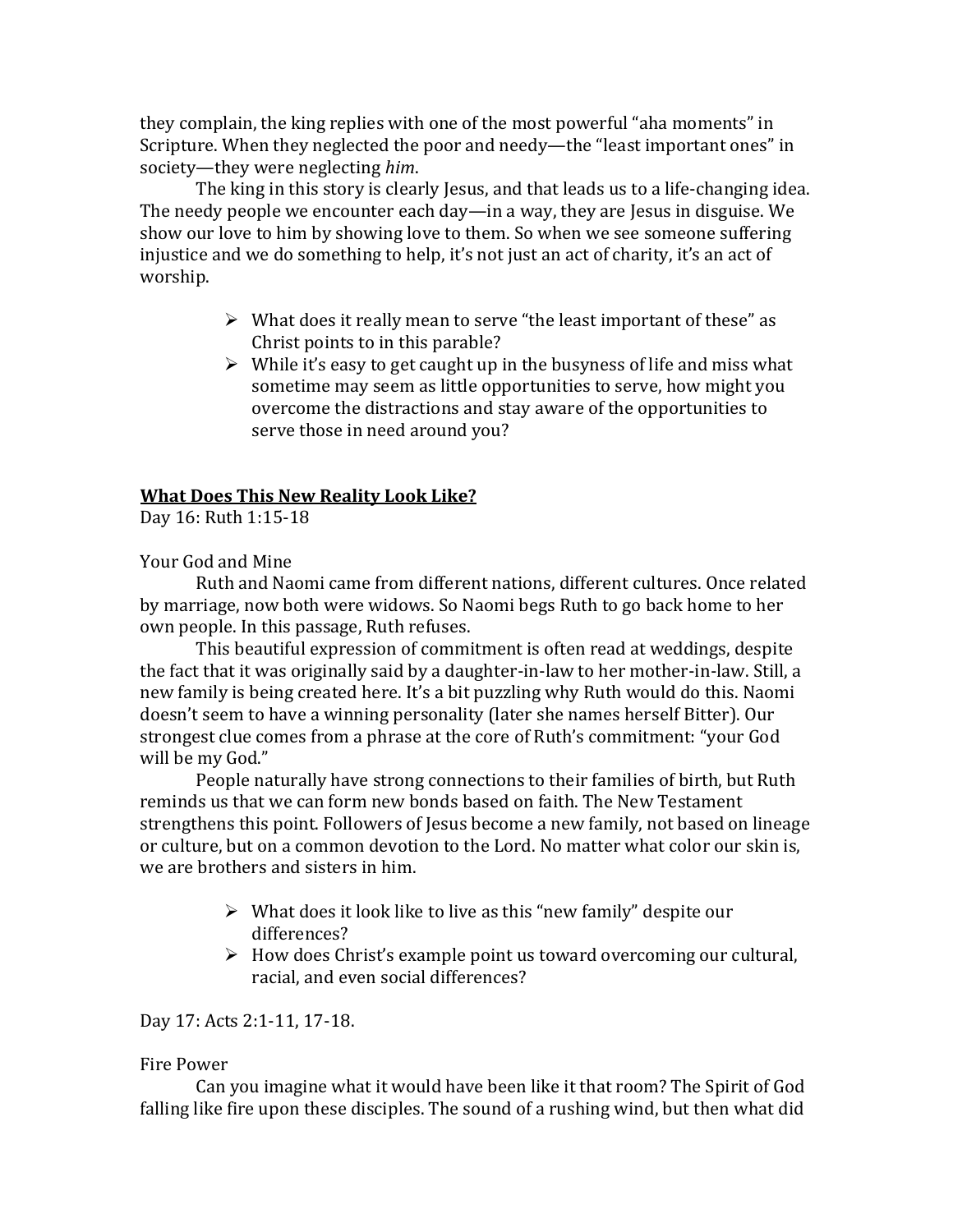they complain, the king replies with one of the most powerful "aha moments" in Scripture. When they neglected the poor and needy—the "least important ones" in society—they were neglecting *him*.

The king in this story is clearly Jesus, and that leads us to a life-changing idea. The needy people we encounter each day—in a way, they are Jesus in disguise. We show our love to him by showing love to them. So when we see someone suffering injustice and we do something to help, it's not just an act of charity, it's an act of worship.

- What does it really mean to serve "the least important of these" as Christ points to in this parable?
- While it's easy to get caught up in the busyness of life and miss what sometime may seem as little opportunities to serve, how might you overcome the distractions and stay aware of the opportunities to serve those in need around you?

## What Does This New Reality Look Like?

Day 16: Ruth 1:15-18

Your God and Mine

Ruth and Naomi came from different nations, different cultures. Once related by marriage, now both were widows. So Naomi begs Ruth to go back home to her own people. In this passage, Ruth refuses.

This beautiful expression of commitment is often read at weddings, despite the fact that it was originally said by a daughter-in-law to her mother-in-law. Still, a new family is being created here. It's a bit puzzling why Ruth would do this. Naomi doesn't seem to have a winning personality (later she names herself Bitter). Our strongest clue comes from a phrase at the core of Ruth's commitment: "your God will be my God."

People naturally have strong connections to their families of birth, but Ruth reminds us that we can form new bonds based on faith. The New Testament strengthens this point. Followers of Jesus become a new family, not based on lineage or culture, but on a common devotion to the Lord. No matter what color our skin is, we are brothers and sisters in him.

- What does it look like to live as this "new family" despite our differences?
- How does Christ's example point us toward overcoming our cultural, racial, and even social differences?

Day 17: Acts 2:1-11, 17-18.

Fire Power

Can you imagine what it would have been like it that room? The Spirit of God falling like fire upon these disciples. The sound of a rushing wind, but then what did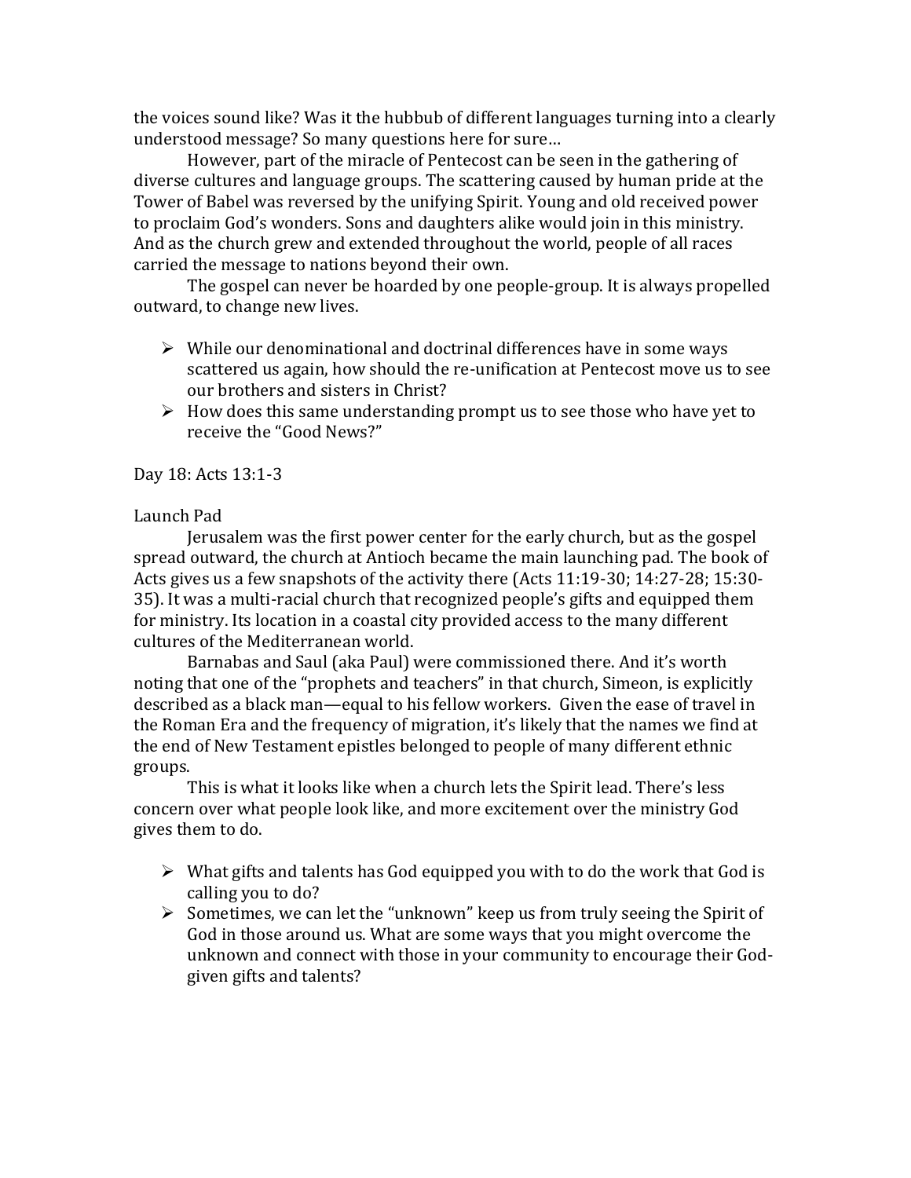the voices sound like? Was it the hubbub of different languages turning into a clearly understood message? So many questions here for sure…

However, part of the miracle of Pentecost can be seen in the gathering of diverse cultures and language groups. The scattering caused by human pride at the Tower of Babel was reversed by the unifying Spirit. Young and old received power to proclaim God's wonders. Sons and daughters alike would join in this ministry. And as the church grew and extended throughout the world, people of all races carried the message to nations beyond their own.

The gospel can never be hoarded by one people-group. It is always propelled outward, to change new lives.

- While our denominational and doctrinal differences have in some ways scattered us again, how should the re-unification at Pentecost move us to see our brothers and sisters in Christ?
- How does this same understanding prompt us to see those who have yet to receive the "Good News?"

Day 18: Acts 13:1-3

Launch Pad

Jerusalem was the first power center for the early church, but as the gospel spread outward, the church at Antioch became the main launching pad. The book of Acts gives us a few snapshots of the activity there (Acts 11:19-30; 14:27-28; 15:30-35). It was a multi-racial church that recognized people's gifts and equipped them for ministry. Its location in a coastal city provided access to the many different cultures of the Mediterranean world.

Barnabas and Saul (aka Paul) were commissioned there. And it's worth noting that one of the "prophets and teachers" in that church, Simeon, is explicitly described as a black man—equal to his fellow workers. Given the ease of travel in the Roman Era and the frequency of migration, it's likely that the names we find at the end of New Testament epistles belonged to people of many different ethnic groups.

This is what it looks like when a church lets the Spirit lead. There's less concern over what people look like, and more excitement over the ministry God gives them to do.

- What gifts and talents has God equipped you with to do the work that God is calling you to do?
- Sometimes, we can let the "unknown" keep us from truly seeing the Spirit of God in those around us. What are some ways that you might overcome the unknown and connect with those in your community to encourage their God-given gifts and talents?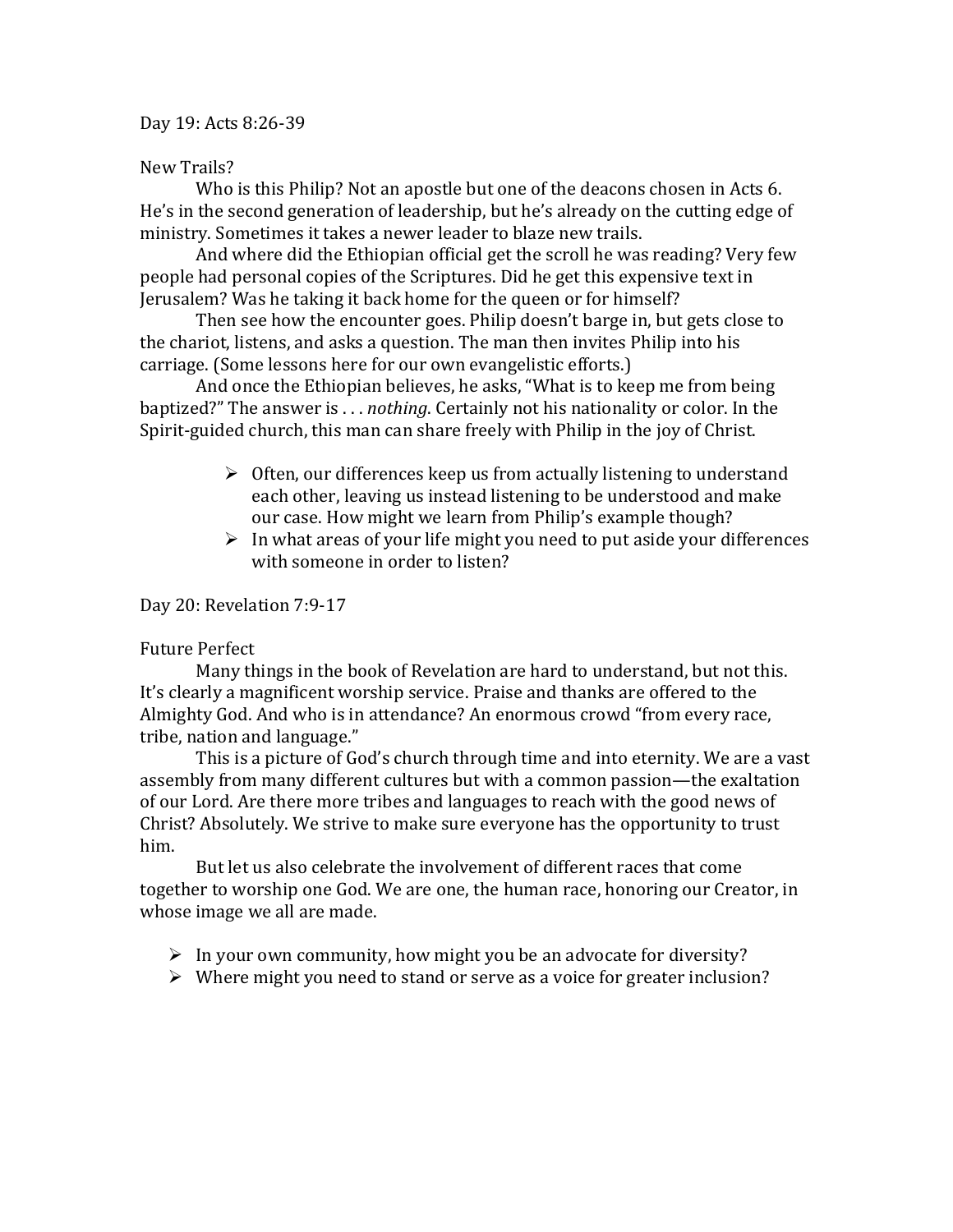## Day 19: Acts 8:26-39

### New Trails?

Who is this Philip? Not an apostle but one of the deacons chosen in Acts 6. He's in the second generation of leadership, but he's already on the cutting edge of ministry. Sometimes it takes a newer leader to blaze new trails.

And where did the Ethiopian official get the scroll he was reading? Very few people had personal copies of the Scriptures. Did he get this expensive text in Jerusalem? Was he taking it back home for the queen or for himself?

Then see how the encounter goes. Philip doesn't barge in, but gets close to the chariot, listens, and asks a question. The man then invites Philip into his carriage. (Some lessons here for our own evangelistic efforts.)

And once the Ethiopian believes, he asks, "What is to keep me from being baptized?" The answer is . . . *nothing*. Certainly not his nationality or color. In the Spirit-guided church, this man can share freely with Philip in the joy of Christ.

- Often, our differences keep us from actually listening to understand each other, leaving us instead listening to be understood and make our case. How might we learn from Philip's example though?
- In what areas of your life might you need to put aside your differences with someone in order to listen?

## Day 20: Revelation 7:9-17

### Future Perfect

Many things in the book of Revelation are hard to understand, but not this. It's clearly a magnificent worship service. Praise and thanks are offered to the Almighty God. And who is in attendance? An enormous crowd "from every race, tribe, nation and language."

This is a picture of God's church through time and into eternity. We are a vast assembly from many different cultures but with a common passion—the exaltation of our Lord. Are there more tribes and languages to reach with the good news of Christ? Absolutely. We strive to make sure everyone has the opportunity to trust him.

But let us also celebrate the involvement of different races that come together to worship one God. We are one, the human race, honoring our Creator, in whose image we all are made.

- In your own community, how might you be an advocate for diversity?
- Where might you need to stand or serve as a voice for greater inclusion?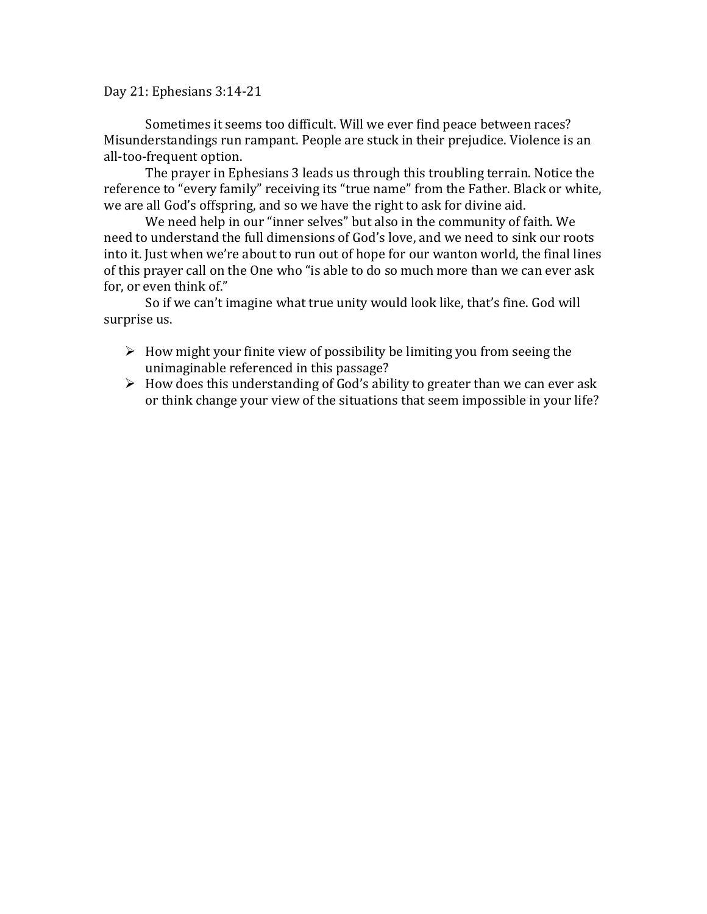Day 21: Ephesians 3:14-21

Sometimes it seems too difficult. Will we ever find peace between races? Misunderstandings run rampant. People are stuck in their prejudice. Violence is an all-too-frequent option.

The prayer in Ephesians 3 leads us through this troubling terrain. Notice the reference to "every family" receiving its "true name" from the Father. Black or white, we are all God's offspring, and so we have the right to ask for divine aid.

We need help in our "inner selves" but also in the community of faith. We need to understand the full dimensions of God's love, and we need to sink our roots into it. Just when we're about to run out of hope for our wanton world, the final lines of this prayer call on the One who "is able to do so much more than we can ever ask for, or even think of."

So if we can't imagine what true unity would look like, that's fine. God will surprise us.

- How might your finite view of possibility be limiting you from seeing the unimaginable referenced in this passage?
- How does this understanding of God's ability to greater than we can ever ask or think change your view of the situations that seem impossible in your life?